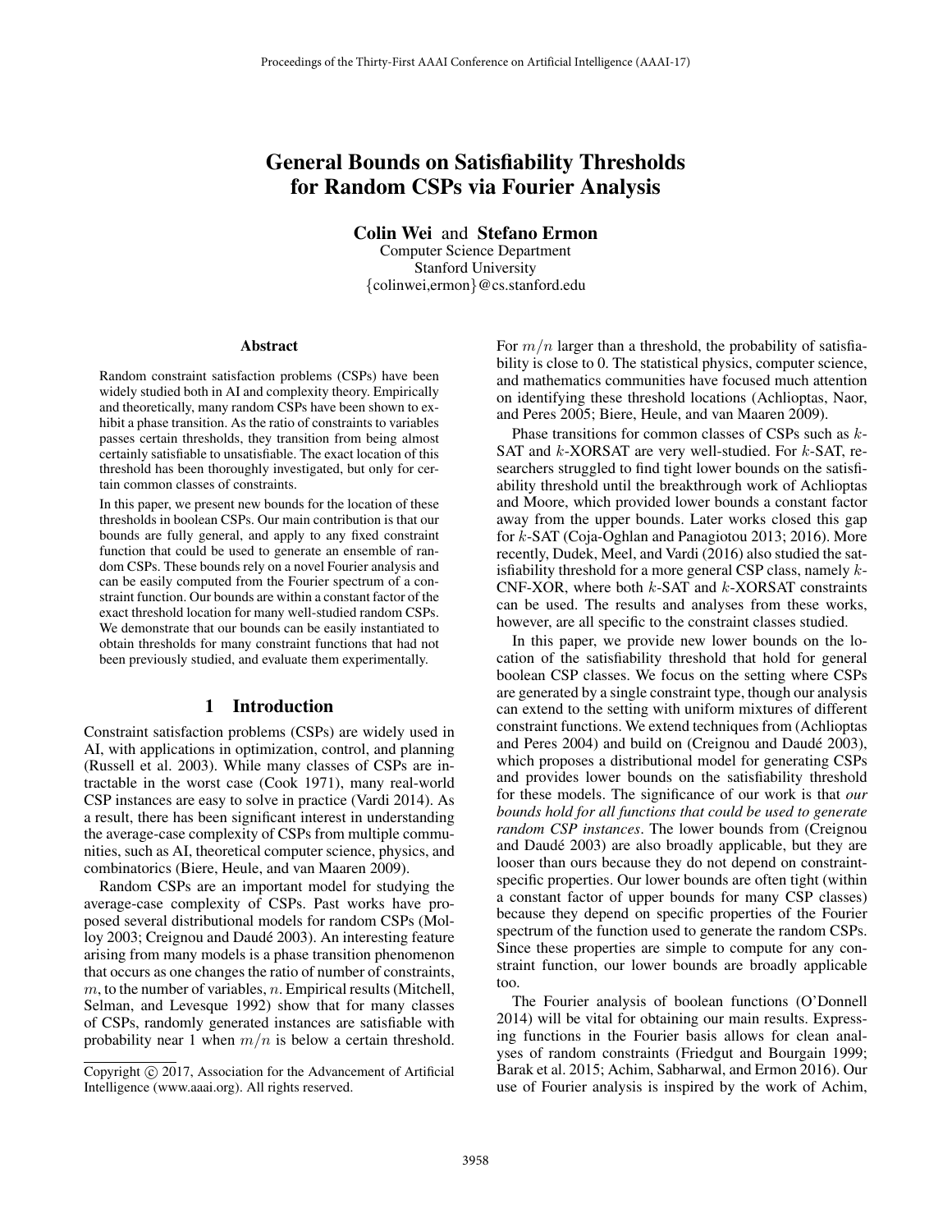# General Bounds on Satisfiability Thresholds for Random CSPs via Fourier Analysis

**Colin Wei** and **Stefano Ermon**
Computer Science Department
Stanford University
{colinwei,ermon}@cs.stanford.edu

### Abstract

Random constraint satisfaction problems (CSPs) have been widely studied both in AI and complexity theory. Empirically and theoretically, many random CSPs have been shown to exhibit a phase transition. As the ratio of constraints to variables passes certain thresholds, they transition from being almost certainly satisfiable to unsatisfiable. The exact location of this threshold has been thoroughly investigated, but only for certain common classes of constraints.

In this paper, we present new bounds for the location of these thresholds in boolean CSPs. Our main contribution is that our bounds are fully general, and apply to any fixed constraint function that could be used to generate an ensemble of random CSPs. These bounds rely on a novel Fourier analysis and can be easily computed from the Fourier spectrum of a constraint function. Our bounds are within a constant factor of the exact threshold location for many well-studied random CSPs. We demonstrate that our bounds can be easily instantiated to obtain thresholds for many constraint functions that had not been previously studied, and evaluate them experimentally.

## 1 Introduction

Constraint satisfaction problems (CSPs) are widely used in AI, with applications in optimization, control, and planning (Russell et al. 2003). While many classes of CSPs are intractable in the worst case (Cook 1971), many real-world CSP instances are easy to solve in practice (Vardi 2014). As a result, there has been significant interest in understanding the average-case complexity of CSPs from multiple communities, such as AI, theoretical computer science, physics, and combinatorics (Biere, Heule, and van Maaren 2009).

Random CSPs are an important model for studying the average-case complexity of CSPs. Past works have proposed several distributional models for random CSPs (Molloy 2003; Creignou and Daudé 2003). An interesting feature arising from many models is a phase transition phenomenon that occurs as one changes the ratio of number of constraints, $m$, to the number of variables, $n$. Empirical results (Mitchell, Selman, and Levesque 1992) show that for many classes of CSPs, randomly generated instances are satisfiable with probability near 1 when $m/n$ is below a certain threshold. For $m/n$ larger than a threshold, the probability of satisfiability is close to 0. The statistical physics, computer science, and mathematics communities have focused much attention on identifying these threshold locations (Achlioptas, Naor, and Peres 2005; Biere, Heule, and van Maaren 2009).

Phase transitions for common classes of CSPs such as $k$-SAT and $k$-XORSAT are very well-studied. For $k$-SAT, researchers struggled to find tight lower bounds on the satisfiability threshold until the breakthrough work of Achlioptas and Moore, which provided lower bounds a constant factor away from the upper bounds. Later works closed this gap for $k$-SAT (Coja-Oghlan and Panagiotou 2013; 2016). More recently, Dudek, Meel, and Vardi (2016) also studied the satisfiability threshold for a more general CSP class, namely $k$-CNF-XOR, where both $k$-SAT and $k$-XORSAT constraints can be used. The results and analyses from these works, however, are all specific to the constraint classes studied.

In this paper, we provide new lower bounds on the location of the satisfiability threshold that hold for general boolean CSP classes. We focus on the setting where CSPs are generated by a single constraint type, though our analysis can extend to the setting with uniform mixtures of different constraint functions. We extend techniques from (Achlioptas and Peres 2004) and build on (Creignou and Daudé 2003), which proposes a distributional model for generating CSPs and provides lower bounds on the satisfiability threshold for these models. The significance of our work is that *our bounds hold for all functions that could be used to generate random CSP instances*. The lower bounds from (Creignou and Daudé 2003) are also broadly applicable, but they are looser than ours because they do not depend on constraint-specific properties. Our lower bounds are often tight (within a constant factor of upper bounds for many CSP classes) because they depend on specific properties of the Fourier spectrum of the function used to generate the random CSPs. Since these properties are simple to compute for any constraint function, our lower bounds are broadly applicable too.

The Fourier analysis of boolean functions (O'Donnell 2014) will be vital for obtaining our main results. Expressing functions in the Fourier basis allows for clean analyses of random constraints (Friedgut and Bourgain 1999; Barak et al. 2015; Achim, Sabharwal, and Ermon 2016). Our use of Fourier analysis is inspired by the work of Achim,

Copyright © 2017, Association for the Advancement of Artificial Intelligence (www.aaai.org). All rights reserved.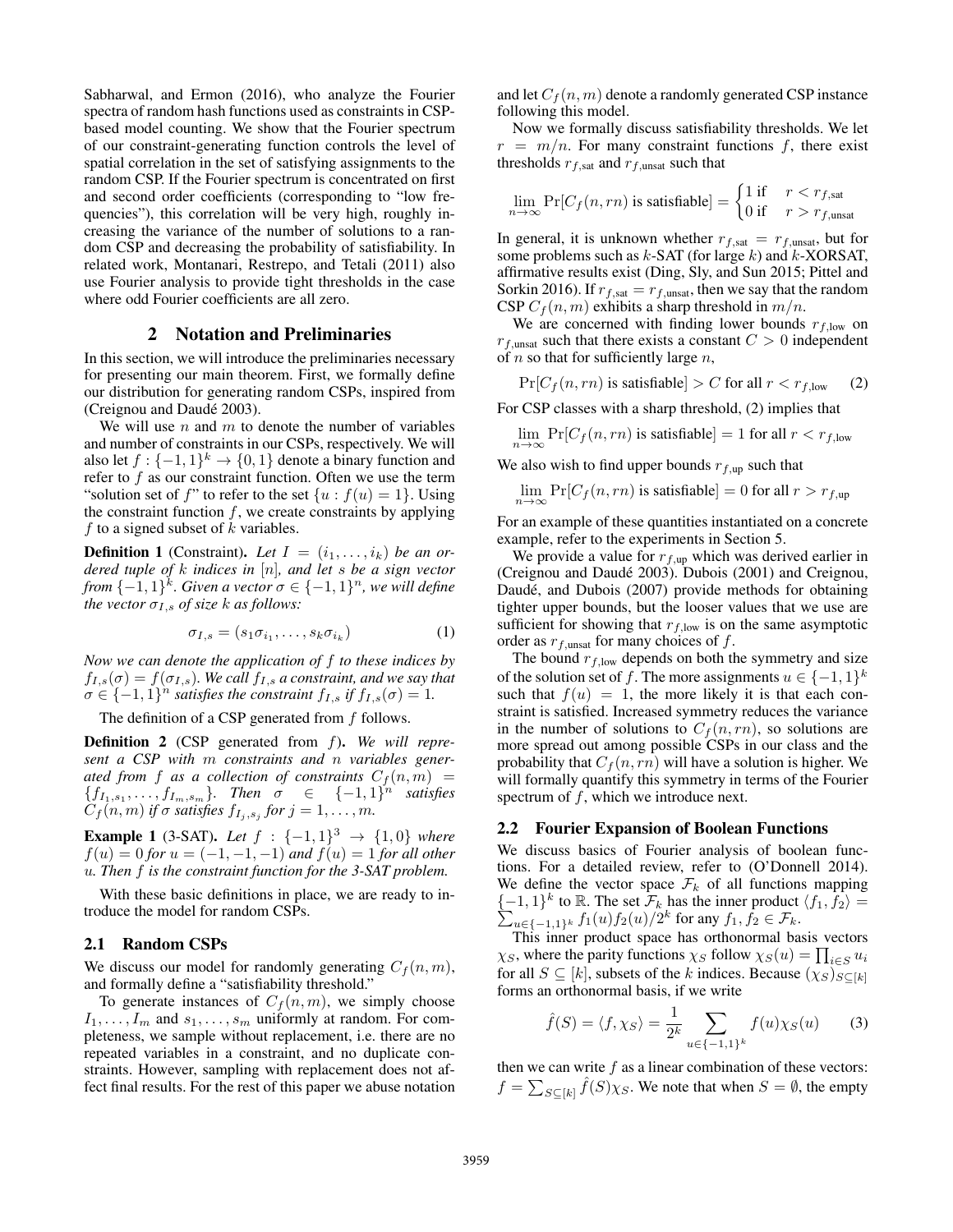Sabharwal, and Ermon (2016), who analyze the Fourier spectra of random hash functions used as constraints in CSP-based model counting. We show that the Fourier spectrum of our constraint-generating function controls the level of spatial correlation in the set of satisfying assignments to the random CSP. If the Fourier spectrum is concentrated on first and second order coefficients (corresponding to "low frequencies"), this correlation will be very high, roughly increasing the variance of the number of solutions to a random CSP and decreasing the probability of satisfiability. In related work, Montanari, Restrepo, and Tetali (2011) also use Fourier analysis to provide tight thresholds in the case where odd Fourier coefficients are all zero.

## 2 Notation and Preliminaries

In this section, we will introduce the preliminaries necessary for presenting our main theorem. First, we formally define our distribution for generating random CSPs, inspired from (Creignou and Daudé 2003).

We will use $n$ and $m$ to denote the number of variables and number of constraints in our CSPs, respectively. We will also let $f : \{-1,1\}^k \to \{0,1\}$ denote a binary function and refer to $f$ as our constraint function. Often we use the term "solution set of $f$" to refer to the set $\{u : f(u) = 1\}$. Using the constraint function $f$, we create constraints by applying $f$ to a signed subset of $k$ variables.

**Definition 1** (Constraint). *Let $I = (i_1, \ldots, i_k)$ be an ordered tuple of $k$ indices in $[n]$, and let $s$ be a sign vector from $\{-1,1\}^k$. Given a vector $\sigma \in \{-1,1\}^n$, we will define the vector $\sigma_{I,s}$ of size $k$ as follows:*

$$\sigma_{I,s} = (s_1\sigma_{i_1}, \ldots, s_k\sigma_{i_k}) \tag{1}$$

*Now we can denote the application of $f$ to these indices by $f_{I,s}(\sigma) = f(\sigma_{I,s})$. We call $f_{I,s}$ a constraint, and we say that $\sigma \in \{-1,1\}^n$ satisfies the constraint $f_{I,s}$ if $f_{I,s}(\sigma) = 1$.*

The definition of a CSP generated from $f$ follows.

**Definition 2** (CSP generated from $f$). *We will represent a CSP with $m$ constraints and $n$ variables generated from $f$ as a collection of constraints $C_f(n,m) = \{f_{I_1,s_1}, \ldots, f_{I_m,s_m}\}$. Then $\sigma \in \{-1,1\}^n$ satisfies $C_f(n,m)$ if $\sigma$ satisfies $f_{I_j,s_j}$ for $j = 1, \ldots, m$.*

**Example 1** (3-SAT). *Let $f : \{-1,1\}^3 \to \{1,0\}$ where $f(u) = 0$ for $u = (-1,-1,-1)$ and $f(u) = 1$ for all other $u$. Then $f$ is the constraint function for the 3-SAT problem.*

With these basic definitions in place, we are ready to introduce the model for random CSPs.

### 2.1 Random CSPs

We discuss our model for randomly generating $C_f(n,m)$, and formally define a "satisfiability threshold."

To generate instances of $C_f(n,m)$, we simply choose $I_1, \ldots, I_m$ and $s_1, \ldots, s_m$ uniformly at random. For completeness, we sample without replacement, i.e. there are no repeated variables in a constraint, and no duplicate constraints. However, sampling with replacement does not affect final results. For the rest of this paper we abuse notation and let $C_f(n,m)$ denote a randomly generated CSP instance following this model.

Now we formally discuss satisfiability thresholds. We let $r = m/n$. For many constraint functions $f$, there exist thresholds $r_{f,\text{sat}}$ and $r_{f,\text{unsat}}$ such that

$$\lim_{n\to\infty} \Pr[C_f(n,rn) \text{ is satisfiable}] = \begin{cases} 1 \text{ if} & r < r_{f,\text{sat}} \\ 0 \text{ if} & r > r_{f,\text{unsat}} \end{cases}$$

In general, it is unknown whether $r_{f,\text{sat}} = r_{f,\text{unsat}}$, but for some problems such as $k$-SAT (for large $k$) and $k$-XORSAT, affirmative results exist (Ding, Sly, and Sun 2015; Pittel and Sorkin 2016). If $r_{f,\text{sat}} = r_{f,\text{unsat}}$, then we say that the random CSP $C_f(n,m)$ exhibits a sharp threshold in $m/n$.

We are concerned with finding lower bounds $r_{f,\text{low}}$ on $r_{f,\text{unsat}}$ such that there exists a constant $C > 0$ independent of $n$ so that for sufficiently large $n$,

$$\Pr[C_f(n,rn) \text{ is satisfiable}] > C \text{ for all } r < r_{f,\text{low}} \tag{2}$$

For CSP classes with a sharp threshold, (2) implies that

$$\lim_{n\to\infty} \Pr[C_f(n,rn) \text{ is satisfiable}] = 1 \text{ for all } r < r_{f,\text{low}}$$

We also wish to find upper bounds $r_{f,\text{up}}$ such that

$$\lim_{n\to\infty} \Pr[C_f(n,rn) \text{ is satisfiable}] = 0 \text{ for all } r > r_{f,\text{up}}$$

For an example of these quantities instantiated on a concrete example, refer to the experiments in Section 5.

We provide a value for $r_{f,\text{up}}$ which was derived earlier in (Creignou and Daudé 2003). Dubois (2001) and Creignou, Daudé, and Dubois (2007) provide methods for obtaining tighter upper bounds, but the looser values that we use are sufficient for showing that $r_{f,\text{low}}$ is on the same asymptotic order as $r_{f,\text{unsat}}$ for many choices of $f$.

The bound $r_{f,\text{low}}$ depends on both the symmetry and size of the solution set of $f$. The more assignments $u \in \{-1,1\}^k$ such that $f(u) = 1$, the more likely it is that each constraint is satisfied. Increased symmetry reduces the variance in the number of solutions to $C_f(n,rn)$, so solutions are more spread out among possible CSPs in our class and the probability that $C_f(n,rn)$ will have a solution is higher. We will formally quantify this symmetry in terms of the Fourier spectrum of $f$, which we introduce next.

### 2.2 Fourier Expansion of Boolean Functions

We discuss basics of Fourier analysis of boolean functions. For a detailed review, refer to (O'Donnell 2014). We define the vector space $\mathcal{F}_k$ of all functions mapping $\{-1,1\}^k$ to $\mathbb{R}$. The set $\mathcal{F}_k$ has the inner product $\langle f_1, f_2 \rangle = \sum_{u\in\{-1,1\}^k} f_1(u)f_2(u)/2^k$ for any $f_1, f_2 \in \mathcal{F}_k$.

This inner product space has orthonormal basis vectors $\chi_S$, where the parity functions $\chi_S$ follow $\chi_S(u) = \prod_{i\in S} u_i$ for all $S \subseteq [k]$, subsets of the $k$ indices. Because $(\chi_S)_{S\subseteq[k]}$ forms an orthonormal basis, if we write

$$\hat{f}(S) = \langle f, \chi_S \rangle = \frac{1}{2^k} \sum_{u\in\{-1,1\}^k} f(u)\chi_S(u) \tag{3}$$

then we can write $f$ as a linear combination of these vectors: $f = \sum_{S\subseteq[k]} \hat{f}(S)\chi_S$. We note that when $S = \emptyset$, the empty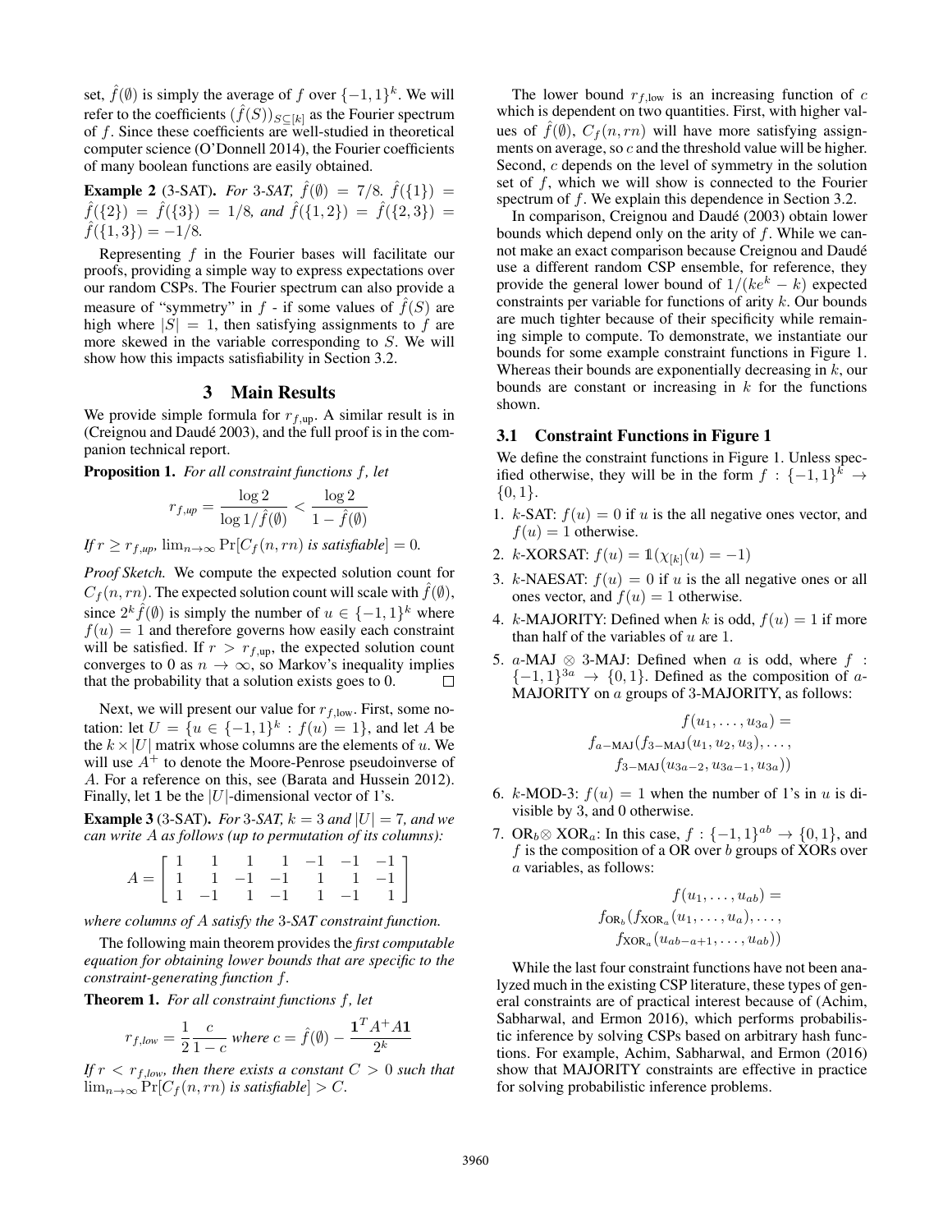set, $\hat{f}(\emptyset)$ is simply the average of $f$ over $\{-1,1\}^k$. We will refer to the coefficients $(\hat{f}(S))_{S\subseteq[k]}$ as the Fourier spectrum of $f$. Since these coefficients are well-studied in theoretical computer science (O'Donnell 2014), the Fourier coefficients of many boolean functions are easily obtained.

**Example 2** (3-SAT). *For 3-SAT, $\hat{f}(\emptyset) = 7/8$. $\hat{f}(\{1\}) = \hat{f}(\{2\}) = \hat{f}(\{3\}) = 1/8$, and $\hat{f}(\{1,2\}) = \hat{f}(\{2,3\}) = \hat{f}(\{1,3\}) = -1/8$.*

Representing $f$ in the Fourier bases will facilitate our proofs, providing a simple way to express expectations over our random CSPs. The Fourier spectrum can also provide a measure of "symmetry" in $f$ - if some values of $\hat{f}(S)$ are high where $|S| = 1$, then satisfying assignments to $f$ are more skewed in the variable corresponding to $S$. We will show how this impacts satisfiability in Section 3.2.

## 3 Main Results

We provide simple formula for $r_{f,\text{up}}$. A similar result is in (Creignou and Daudé 2003), and the full proof is in the companion technical report.

**Proposition 1.** *For all constraint functions $f$, let*

$$r_{f,up} = \frac{\log 2}{\log 1/\hat{f}(\emptyset)} < \frac{\log 2}{1-\hat{f}(\emptyset)}$$

*If $r \geq r_{f,up}$, $\lim_{n\to\infty} \Pr[C_f(n, rn)$ is satisfiable$] = 0$.*

*Proof Sketch.* We compute the expected solution count for $C_f(n, rn)$. The expected solution count will scale with $\hat{f}(\emptyset)$, since $2^k\hat{f}(\emptyset)$ is simply the number of $u \in \{-1,1\}^k$ where $f(u) = 1$ and therefore governs how easily each constraint will be satisfied. If $r > r_{f,\text{up}}$, the expected solution count converges to 0 as $n \to \infty$, so Markov's inequality implies that the probability that a solution exists goes to 0. □

Next, we will present our value for $r_{f,\text{low}}$. First, some notation: let $U = \{u \in \{-1,1\}^k : f(u) = 1\}$, and let $A$ be the $k \times |U|$ matrix whose columns are the elements of $u$. We will use $A^+$ to denote the Moore-Penrose pseudoinverse of $A$. For a reference on this, see (Barata and Hussein 2012). Finally, let $\mathbf{1}$ be the $|U|$-dimensional vector of 1's.

**Example 3** (3-SAT). *For 3-SAT, $k = 3$ and $|U| = 7$, and we can write $A$ as follows (up to permutation of its columns):*

$$A = \begin{bmatrix} 1 & 1 & 1 & 1 & -1 & -1 & -1 \\ 1 & 1 & -1 & -1 & 1 & 1 & -1 \\ 1 & -1 & 1 & -1 & 1 & -1 & 1 \end{bmatrix}$$

*where columns of $A$ satisfy the 3-SAT constraint function.*

The following main theorem provides the ***first computable equation for obtaining lower bounds that are specific to the constraint-generating function $f$***.

**Theorem 1.** *For all constraint functions $f$, let*

$$r_{f,low} = \frac{1}{2}\frac{c}{1-c} \text{ where } c = \hat{f}(\emptyset) - \frac{\mathbf{1}^T A^+ A \mathbf{1}}{2^k}$$

*If $r < r_{f,low}$, then there exists a constant $C > 0$ such that $\lim_{n\to\infty} \Pr[C_f(n, rn)$ is satisfiable$] > C$.*

The lower bound $r_{f,\text{low}}$ is an increasing function of $c$ which is dependent on two quantities. First, with higher values of $\hat{f}(\emptyset)$, $C_f(n, rn)$ will have more satisfying assignments on average, so $c$ and the threshold value will be higher. Second, $c$ depends on the level of symmetry in the solution set of $f$, which we will show is connected to the Fourier spectrum of $f$. We explain this dependence in Section 3.2.

In comparison, Creignou and Daudé (2003) obtain lower bounds which depend only on the arity of $f$. While we cannot make an exact comparison because Creignou and Daudé use a different random CSP ensemble, for reference, they provide the general lower bound of $1/(ke^k - k)$ expected constraints per variable for functions of arity $k$. Our bounds are much tighter because of their specificity while remaining simple to compute. To demonstrate, we instantiate our bounds for some example constraint functions in Figure 1. Whereas their bounds are exponentially decreasing in $k$, our bounds are constant or increasing in $k$ for the functions shown.

### 3.1 Constraint Functions in Figure 1

We define the constraint functions in Figure 1. Unless specified otherwise, they will be in the form $f : \{-1,1\}^k \to \{0,1\}$.

1. $k$-SAT: $f(u) = 0$ if $u$ is the all negative ones vector, and $f(u) = 1$ otherwise.
2. $k$-XORSAT: $f(u) = \mathbb{1}(\chi_{[k]}(u) = -1)$
3. $k$-NAESAT: $f(u) = 0$ if $u$ is the all negative ones or all ones vector, and $f(u) = 1$ otherwise.
4. $k$-MAJORITY: Defined when $k$ is odd, $f(u) = 1$ if more than half of the variables of $u$ are 1.
5. $a$-MAJ $\otimes$ 3-MAJ: Defined when $a$ is odd, where $f : \{-1,1\}^{3a} \to \{0,1\}$. Defined as the composition of $a$-MAJORITY on $a$ groups of 3-MAJORITY, as follows:

$$f(u_1, \ldots, u_{3a}) = f_{a-\text{MAJ}}(f_{3-\text{MAJ}}(u_1, u_2, u_3), \ldots, f_{3-\text{MAJ}}(u_{3a-2}, u_{3a-1}, u_{3a}))$$

6. $k$-MOD-3: $f(u) = 1$ when the number of 1's in $u$ is divisible by 3, and 0 otherwise.
7. $\text{OR}_b \otimes \text{XOR}_a$: In this case, $f : \{-1,1\}^{ab} \to \{0,1\}$, and $f$ is the composition of a OR over $b$ groups of XORs over $a$ variables, as follows:

$$f(u_1, \ldots, u_{ab}) = f_{\text{OR}_b}(f_{\text{XOR}_a}(u_1, \ldots, u_a), \ldots, f_{\text{XOR}_a}(u_{ab-a+1}, \ldots, u_{ab}))$$

While the last four constraint functions have not been analyzed much in the existing CSP literature, these types of general constraints are of practical interest because of (Achim, Sabharwal, and Ermon 2016), which performs probabilistic inference by solving CSPs based on arbitrary hash functions. For example, Achim, Sabharwal, and Ermon (2016) show that MAJORITY constraints are effective in practice for solving probabilistic inference problems.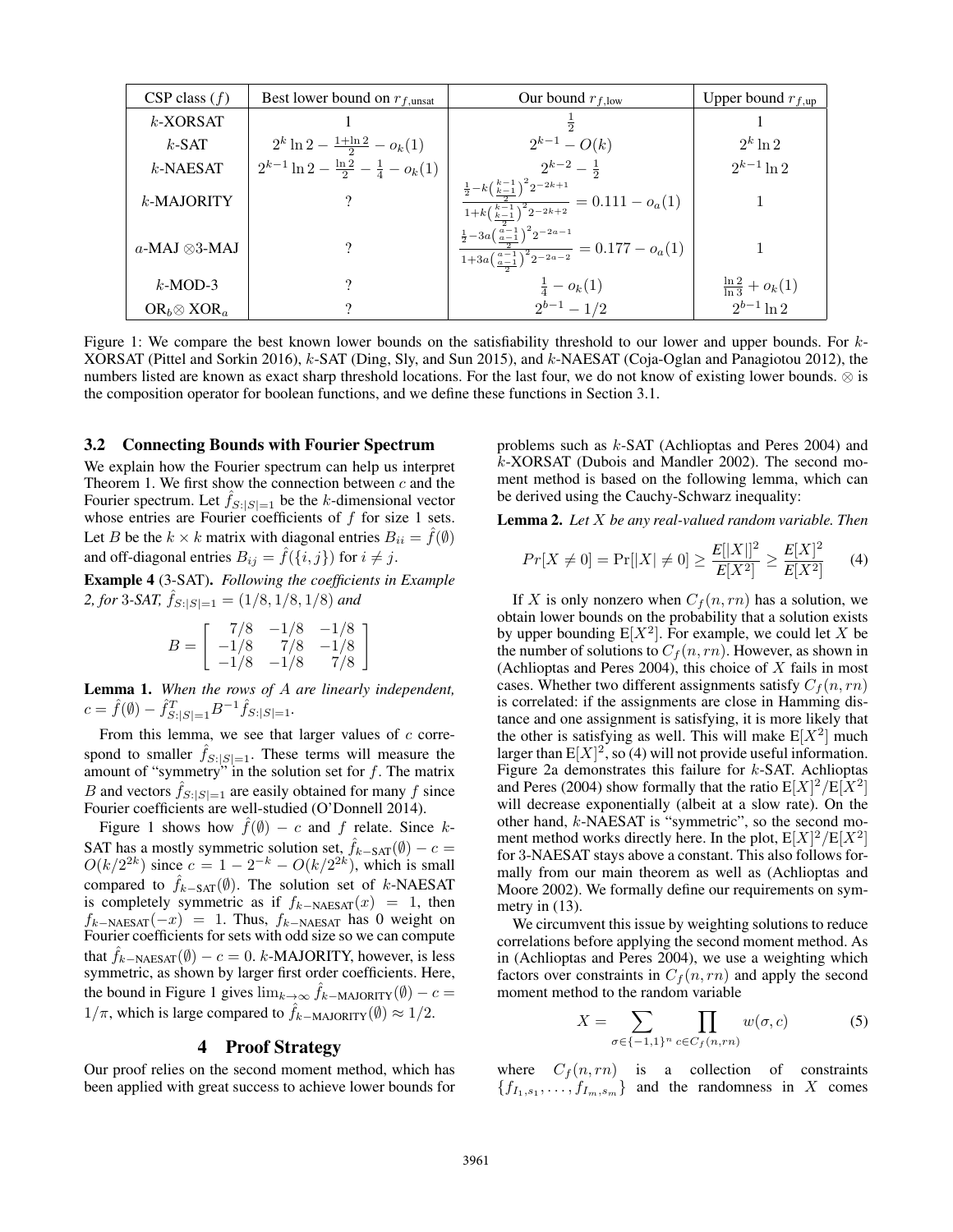| CSP class ($f$) | Best lower bound on $r_{f,\text{unsat}}$ | Our bound $r_{f,\text{low}}$ | Upper bound $r_{f,\text{up}}$ |
|---|---|---|---|
| $k$-XORSAT | 1 | $\frac{1}{2}$ | 1 |
| $k$-SAT | $2^k \ln 2 - \frac{1+\ln 2}{2} - o_k(1)$ | $2^{k-1} - O(k)$ | $2^k \ln 2$ |
| $k$-NAESAT | $2^{k-1} \ln 2 - \frac{\ln 2}{2} - \frac{1}{4} - o_k(1)$ | $2^{k-2} - \frac{1}{2}$ | $2^{k-1} \ln 2$ |
| $k$-MAJORITY | ? | $\frac{\frac{1}{2} - k\binom{k-1}{\frac{k-1}{2}}^2 2^{-2k+1}}{1+k\binom{k-1}{\frac{k-1}{2}}^2 2^{-2k+2}} = 0.111 - o_a(1)$ | 1 |
| $a$-MAJ $\otimes$3-MAJ | ? | $\frac{\frac{1}{2} - 3a\binom{a-1}{\frac{a-1}{2}}^2 2^{-2a-1}}{1+3a\binom{a-1}{\frac{a-1}{2}}^2 2^{-2a-2}} = 0.177 - o_a(1)$ | 1 |
| $k$-MOD-3 | ? | $\frac{1}{4} - o_k(1)$ | $\frac{\ln 2}{\ln 3} + o_k(1)$ |
| $\text{OR}_b \otimes \text{XOR}_a$ | ? | $2^{b-1} - 1/2$ | $2^{b-1} \ln 2$ |

Figure 1: We compare the best known lower bounds on the satisfiability threshold to our lower and upper bounds. For $k$-XORSAT (Pittel and Sorkin 2016), $k$-SAT (Ding, Sly, and Sun 2015), and $k$-NAESAT (Coja-Oglan and Panagiotou 2012), the numbers listed are known as exact sharp threshold locations. For the last four, we do not know of existing lower bounds. $\otimes$ is the composition operator for boolean functions, and we define these functions in Section 3.1.

### 3.2 Connecting Bounds with Fourier Spectrum

We explain how the Fourier spectrum can help us interpret Theorem 1. We first show the connection between $c$ and the Fourier spectrum. Let $\hat{f}_{S:|S|=1}$ be the $k$-dimensional vector whose entries are Fourier coefficients of $f$ for size 1 sets. Let $B$ be the $k \times k$ matrix with diagonal entries $B_{ii} = \hat{f}(\emptyset)$ and off-diagonal entries $B_{ij} = \hat{f}(\{i, j\})$ for $i \neq j$.

**Example 4** (3-SAT)**.** *Following the coefficients in Example 2, for 3-SAT, $\hat{f}_{S:|S|=1} = (1/8, 1/8, 1/8)$ and*

$$B = \begin{bmatrix} 7/8 & -1/8 & -1/8 \\ -1/8 & 7/8 & -1/8 \\ -1/8 & -1/8 & 7/8 \end{bmatrix}$$

**Lemma 1.** *When the rows of $A$ are linearly independent, $c = \hat{f}(\emptyset) - \hat{f}^T_{S:|S|=1} B^{-1} \hat{f}_{S:|S|=1}$.*

From this lemma, we see that larger values of $c$ correspond to smaller $\hat{f}_{S:|S|=1}$. These terms will measure the amount of "symmetry" in the solution set for $f$. The matrix $B$ and vectors $\hat{f}_{S:|S|=1}$ are easily obtained for many $f$ since Fourier coefficients are well-studied (O'Donnell 2014).

Figure 1 shows how $\hat{f}(\emptyset) - c$ and $f$ relate. Since $k$-SAT has a mostly symmetric solution set, $\hat{f}_{k-\text{SAT}}(\emptyset) - c = O(k/2^{2k})$ since $c = 1 - 2^{-k} - O(k/2^{2k})$, which is small compared to $\hat{f}_{k-\text{SAT}}(\emptyset)$. The solution set of $k$-NAESAT is completely symmetric as if $f_{k-\text{NAESAT}}(x) = 1$, then $f_{k-\text{NAESAT}}(-x) = 1$. Thus, $f_{k-\text{NAESAT}}$ has 0 weight on Fourier coefficients for sets with odd size so we can compute that $\hat{f}_{k-\text{NAESAT}}(\emptyset) - c = 0$. $k$-MAJORITY, however, is less symmetric, as shown by larger first order coefficients. Here, the bound in Figure 1 gives $\lim_{k\to\infty} \hat{f}_{k-\text{MAJORITY}}(\emptyset) - c = 1/\pi$, which is large compared to $\hat{f}_{k-\text{MAJORITY}}(\emptyset) \approx 1/2$.

## 4 Proof Strategy

Our proof relies on the second moment method, which has been applied with great success to achieve lower bounds for problems such as $k$-SAT (Achlioptas and Peres 2004) and $k$-XORSAT (Dubois and Mandler 2002). The second moment method is based on the following lemma, which can be derived using the Cauchy-Schwarz inequality:

**Lemma 2.** *Let $X$ be any real-valued random variable. Then*

$$Pr[X \neq 0] = \Pr[|X| \neq 0] \geq \frac{E[|X|]^2}{E[X^2]} \geq \frac{E[X]^2}{E[X^2]} \tag{4}$$

If $X$ is only nonzero when $C_f(n, rn)$ has a solution, we obtain lower bounds on the probability that a solution exists by upper bounding $\text{E}[X^2]$. For example, we could let $X$ be the number of solutions to $C_f(n, rn)$. However, as shown in (Achlioptas and Peres 2004), this choice of $X$ fails in most cases. Whether two different assignments satisfy $C_f(n, rn)$ is correlated: if the assignments are close in Hamming distance and one assignment is satisfying, it is more likely that the other is satisfying as well. This will make $\text{E}[X^2]$ much larger than $\text{E}[X]^2$, so (4) will not provide useful information. Figure 2a demonstrates this failure for $k$-SAT. Achlioptas and Peres (2004) show formally that the ratio $\text{E}[X]^2/\text{E}[X^2]$ will decrease exponentially (albeit at a slow rate). On the other hand, $k$-NAESAT is "symmetric", so the second moment method works directly here. In the plot, $\text{E}[X]^2/\text{E}[X^2]$ for 3-NAESAT stays above a constant. This also follows formally from our main theorem as well as (Achlioptas and Moore 2002). We formally define our requirements on symmetry in (13).

We circumvent this issue by weighting solutions to reduce correlations before applying the second moment method. As in (Achlioptas and Peres 2004), we use a weighting which factors over constraints in $C_f(n, rn)$ and apply the second moment method to the random variable

$$X = \sum_{\sigma \in \{-1,1\}^n} \prod_{c \in C_f(n,rn)} w(\sigma, c) \tag{5}$$

where $C_f(n, rn)$ is a collection of constraints $\{f_{I_1,s_1}, \ldots, f_{I_m,s_m}\}$ and the randomness in $X$ comes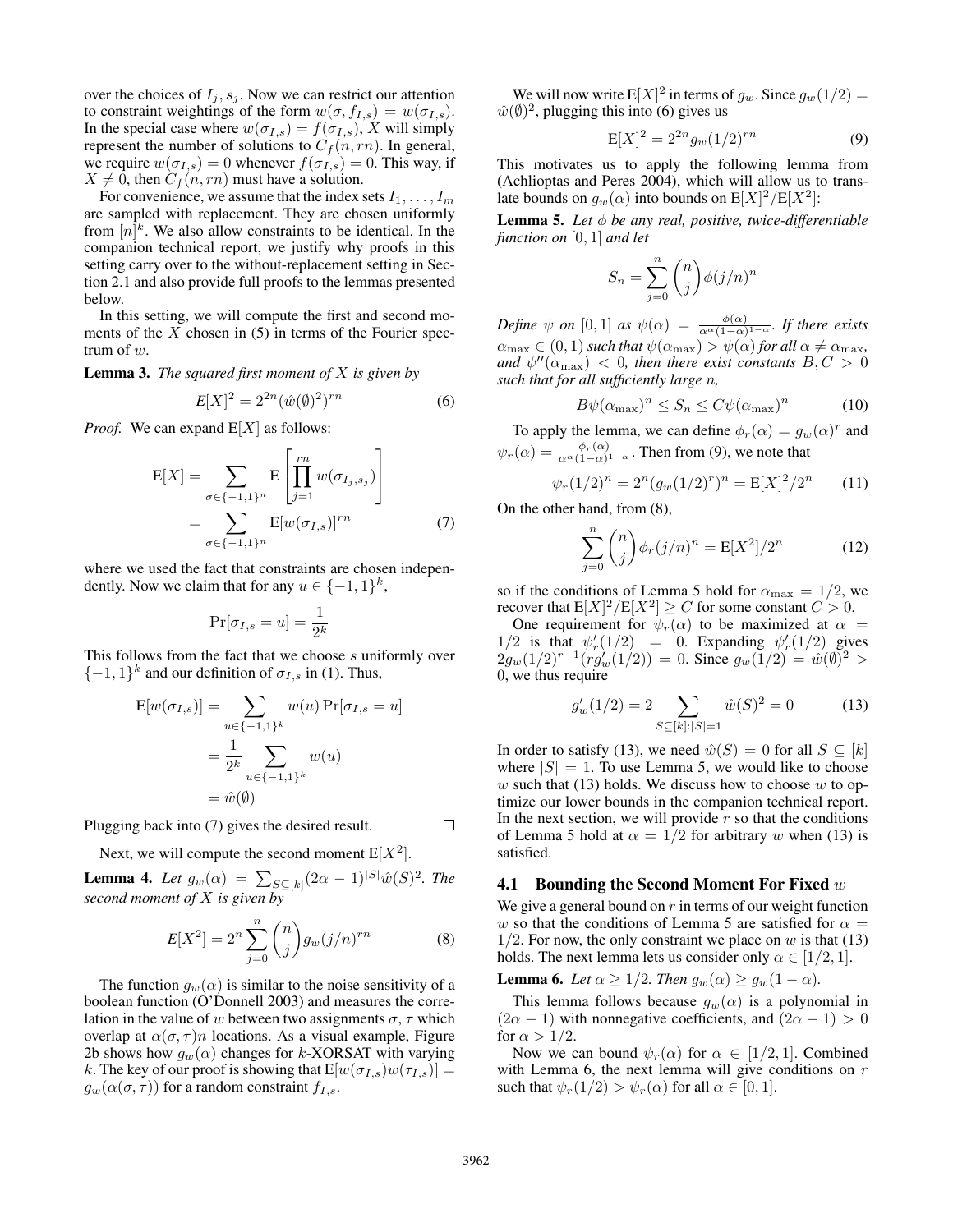over the choices of $I_j, s_j$. Now we can restrict our attention to constraint weightings of the form $w(\sigma, f_{I,s}) = w(\sigma_{I,s})$. In the special case where $w(\sigma_{I,s}) = f(\sigma_{I,s})$, $X$ will simply represent the number of solutions to $C_f(n, rn)$. In general, we require $w(\sigma_{I,s}) = 0$ whenever $f(\sigma_{I,s}) = 0$. This way, if $X \neq 0$, then $C_f(n, rn)$ must have a solution.

For convenience, we assume that the index sets $I_1, \ldots, I_m$ are sampled with replacement. They are chosen uniformly from $[n]^k$. We also allow constraints to be identical. In the companion technical report, we justify why proofs in this setting carry over to the without-replacement setting in Section 2.1 and also provide full proofs to the lemmas presented below.

In this setting, we will compute the first and second moments of the $X$ chosen in (5) in terms of the Fourier spectrum of $w$.

**Lemma 3.** *The squared first moment of $X$ is given by*

$$E[X]^2 = 2^{2n}(\hat{w}(\emptyset)^2)^{rn} \tag{6}$$

*Proof.* We can expand $\mathrm{E}[X]$ as follows:

$$\begin{aligned}\mathrm{E}[X] &= \sum_{\sigma \in \{-1,1\}^n} \mathrm{E}\left[\prod_{j=1}^{rn} w(\sigma_{I_j, s_j})\right] \\ &= \sum_{\sigma \in \{-1,1\}^n} \mathrm{E}[w(\sigma_{I,s})]^{rn} \end{aligned} \tag{7}$$

where we used the fact that constraints are chosen independently. Now we claim that for any $u \in \{-1,1\}^k$,

$$\Pr[\sigma_{I,s} = u] = \frac{1}{2^k}$$

This follows from the fact that we choose $s$ uniformly over $\{-1,1\}^k$ and our definition of $\sigma_{I,s}$ in (1). Thus,

$$\begin{aligned}\mathrm{E}[w(\sigma_{I,s})] &= \sum_{u \in \{-1,1\}^k} w(u) \Pr[\sigma_{I,s} = u] \\ &= \frac{1}{2^k} \sum_{u \in \{-1,1\}^k} w(u) \\ &= \hat{w}(\emptyset)\end{aligned}$$

Plugging back into (7) gives the desired result. $\square$

Next, we will compute the second moment $\mathrm{E}[X^2]$.

**Lemma 4.** *Let $g_w(\alpha) = \sum_{S \subseteq [k]} (2\alpha - 1)^{|S|} \hat{w}(S)^2$. The second moment of $X$ is given by*

$$E[X^2] = 2^n \sum_{j=0}^{n} \binom{n}{j} g_w(j/n)^{rn} \tag{8}$$

The function $g_w(\alpha)$ is similar to the noise sensitivity of a boolean function (O'Donnell 2003) and measures the correlation in the value of $w$ between two assignments $\sigma, \tau$ which overlap at $\alpha(\sigma, \tau)n$ locations. As a visual example, Figure 2b shows how $g_w(\alpha)$ changes for $k$-XORSAT with varying $k$. The key of our proof is showing that $\mathrm{E}[w(\sigma_{I,s})w(\tau_{I,s})] = g_w(\alpha(\sigma, \tau))$ for a random constraint $f_{I,s}$.

We will now write $\mathrm{E}[X]^2$ in terms of $g_w$. Since $g_w(1/2) = \hat{w}(\emptyset)^2$, plugging this into (6) gives us

$$\mathrm{E}[X]^2 = 2^{2n} g_w(1/2)^{rn} \tag{9}$$

This motivates us to apply the following lemma from (Achlioptas and Peres 2004), which will allow us to translate bounds on $g_w(\alpha)$ into bounds on $\mathrm{E}[X]^2/\mathrm{E}[X^2]$:

**Lemma 5.** *Let $\phi$ be any real, positive, twice-differentiable function on $[0,1]$ and let*

$$S_n = \sum_{j=0}^{n} \binom{n}{j} \phi(j/n)^n$$

*Define $\psi$ on $[0,1]$ as $\psi(\alpha) = \frac{\phi(\alpha)}{\alpha^\alpha (1-\alpha)^{1-\alpha}}$. If there exists $\alpha_{\max} \in (0,1)$ such that $\psi(\alpha_{\max}) > \psi(\alpha)$ for all $\alpha \neq \alpha_{\max}$, and $\psi''(\alpha_{\max}) < 0$, then there exist constants $B, C > 0$ such that for all sufficiently large $n$,*

$$B\psi(\alpha_{\max})^n \leq S_n \leq C\psi(\alpha_{\max})^n \tag{10}$$

To apply the lemma, we can define $\phi_r(\alpha) = g_w(\alpha)^r$ and $\psi_r(\alpha) = \frac{\phi_r(\alpha)}{\alpha^\alpha (1-\alpha)^{1-\alpha}}$. Then from (9), we note that

$$\psi_r(1/2)^n = 2^n (g_w(1/2)^r)^n = \mathrm{E}[X]^2/2^n \tag{11}$$

On the other hand, from (8),

$$\sum_{j=0}^{n} \binom{n}{j} \phi_r(j/n)^n = \mathrm{E}[X^2]/2^n \tag{12}$$

so if the conditions of Lemma 5 hold for $\alpha_{\max} = 1/2$, we recover that $\mathrm{E}[X]^2/\mathrm{E}[X^2] \geq C$ for some constant $C > 0$.

One requirement for $\psi_r(\alpha)$ to be maximized at $\alpha = 1/2$ is that $\psi_r'(1/2) = 0$. Expanding $\psi_r'(1/2)$ gives $2g_w(1/2)^{r-1}(rg_w'(1/2)) = 0$. Since $g_w(1/2) = \hat{w}(\emptyset)^2 > 0$, we thus require

$$g_w'(1/2) = 2 \sum_{S \subseteq [k] : |S| = 1} \hat{w}(S)^2 = 0 \tag{13}$$

In order to satisfy (13), we need $\hat{w}(S) = 0$ for all $S \subseteq [k]$ where $|S| = 1$. To use Lemma 5, we would like to choose $w$ such that (13) holds. We discuss how to choose $w$ to optimize our lower bounds in the companion technical report. In the next section, we will provide $r$ so that the conditions of Lemma 5 hold at $\alpha = 1/2$ for arbitrary $w$ when (13) is satisfied.

### 4.1 Bounding the Second Moment For Fixed $w$

We give a general bound on $r$ in terms of our weight function $w$ so that the conditions of Lemma 5 are satisfied for $\alpha = 1/2$. For now, the only constraint we place on $w$ is that (13) holds. The next lemma lets us consider only $\alpha \in [1/2, 1]$.

**Lemma 6.** *Let $\alpha \geq 1/2$. Then $g_w(\alpha) \geq g_w(1-\alpha)$.*

This lemma follows because $g_w(\alpha)$ is a polynomial in $(2\alpha - 1)$ with nonnegative coefficients, and $(2\alpha - 1) > 0$ for $\alpha > 1/2$.

Now we can bound $\psi_r(\alpha)$ for $\alpha \in [1/2, 1]$. Combined with Lemma 6, the next lemma will give conditions on $r$ such that $\psi_r(1/2) > \psi_r(\alpha)$ for all $\alpha \in [0,1]$.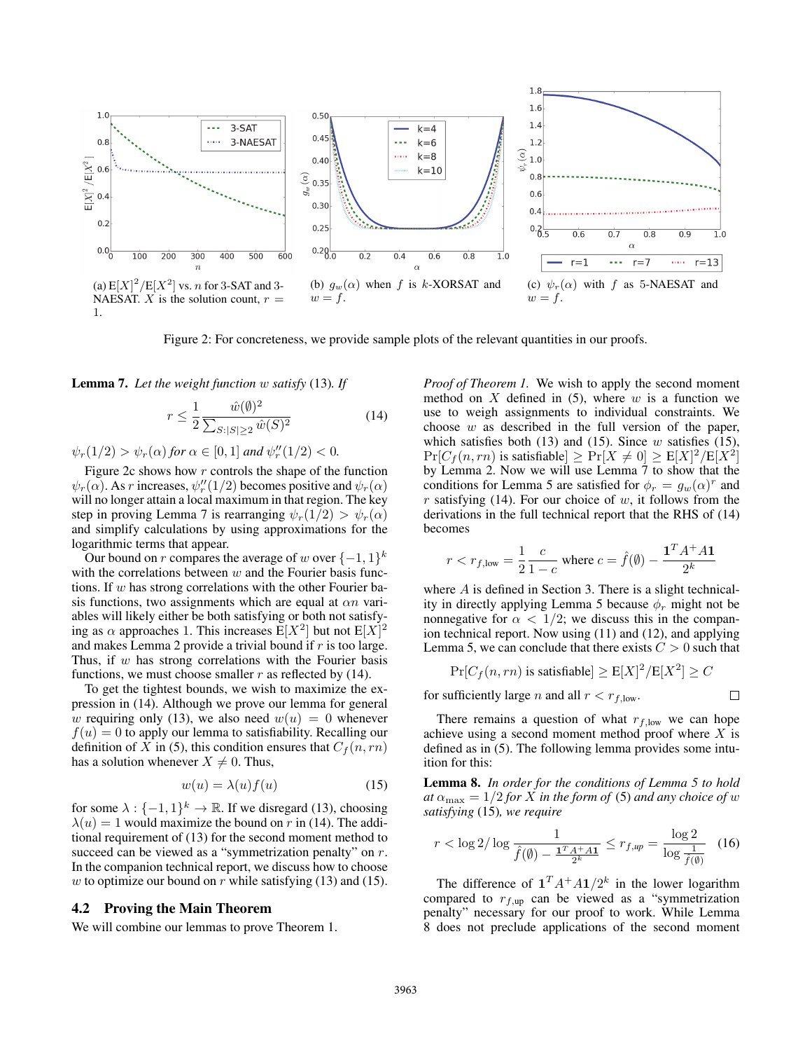1.0
0.8
0.6
0.4
0.2
0.0
0 100 200 300 400 500 600
$n$
$\mathrm{E}[X]^2/\mathrm{E}[X^2]$
3-SAT
3-NAESAT

(a) $\mathrm{E}[X]^2/\mathrm{E}[X^2]$ vs. $n$ for 3-SAT and 3-NAESAT. $X$ is the solution count, $r = 1$.

0.50
0.45
0.40
0.35
0.30
0.25
0.20
0.0 0.2 0.4 0.6 0.8 1.0
$\alpha$
$g_w(\alpha)$
k=4
k=6
k=8
k=10

(b) $g_w(\alpha)$ when $f$ is $k$-XORSAT and $w = f$.

1.8
1.6
1.4
1.2
1.0
0.8
0.6
0.4
0.2
0.5 0.6 0.7 0.8 0.9 1.0
$\alpha$
$\psi_r(\alpha)$
r=1
r=7
r=13

(c) $\psi_r(\alpha)$ with $f$ as 5-NAESAT and $w = f$.

Figure 2: For concreteness, we provide sample plots of the relevant quantities in our proofs.

**Lemma 7.** *Let the weight function $w$ satisfy* (13). *If*

$$r \leq \frac{1}{2} \frac{\hat{w}(\emptyset)^2}{\sum_{S:|S|\geq 2} \hat{w}(S)^2} \tag{14}$$

$\psi_r(1/2) > \psi_r(\alpha)$ *for $\alpha \in [0, 1]$ and $\psi_r''(1/2) < 0$.*

Figure 2c shows how $r$ controls the shape of the function $\psi_r(\alpha)$. As $r$ increases, $\psi_r''(1/2)$ becomes positive and $\psi_r(\alpha)$ will no longer attain a local maximum in that region. The key step in proving Lemma 7 is rearranging $\psi_r(1/2) > \psi_r(\alpha)$ and simplify calculations by using approximations for the logarithmic terms that appear.

Our bound on $r$ compares the average of $w$ over $\{-1, 1\}^k$ with the correlations between $w$ and the Fourier basis functions. If $w$ has strong correlations with the other Fourier basis functions, two assignments which are equal at $\alpha n$ variables will likely either be both satisfying or both not satisfying as $\alpha$ approaches 1. This increases $\mathrm{E}[X^2]$ but not $\mathrm{E}[X]^2$ and makes Lemma 2 provide a trivial bound if $r$ is too large. Thus, if $w$ has strong correlations with the Fourier basis functions, we must choose smaller $r$ as reflected by (14).

To get the tightest bounds, we wish to maximize the expression in (14). Although we prove our lemma for general $w$ requiring only (13), we also need $w(u) = 0$ whenever $f(u) = 0$ to apply our lemma to satisfiability. Recalling our definition of $X$ in (5), this condition ensures that $C_f(n, rn)$ has a solution whenever $X \neq 0$. Thus,

$$w(u) = \lambda(u) f(u) \tag{15}$$

for some $\lambda : \{-1, 1\}^k \to \mathbb{R}$. If we disregard (13), choosing $\lambda(u) = 1$ would maximize the bound on $r$ in (14). The additional requirement of (13) for the second moment method to succeed can be viewed as a "symmetrization penalty" on $r$. In the companion technical report, we discuss how to choose $w$ to optimize our bound on $r$ while satisfying (13) and (15).

## 4.2 Proving the Main Theorem

We will combine our lemmas to prove Theorem 1.

*Proof of Theorem 1.* We wish to apply the second moment method on $X$ defined in (5), where $w$ is a function we use to weigh assignments to individual constraints. We choose $w$ as described in the full version of the paper, which satisfies both (13) and (15). Since $w$ satisfies (15), $\Pr[C_f(n, rn)$ is satisfiable$] \geq \Pr[X \neq 0] \geq \mathrm{E}[X]^2/\mathrm{E}[X^2]$ by Lemma 2. Now we will use Lemma 7 to show that the conditions for Lemma 5 are satisfied for $\phi_r = g_w(\alpha)^r$ and $r$ satisfying (14). For our choice of $w$, it follows from the derivations in the full technical report that the RHS of (14) becomes

$$r < r_{f,\text{low}} = \frac{1}{2} \frac{c}{1-c} \text{ where } c = \hat{f}(\emptyset) - \frac{\mathbf{1}^T A^+ A \mathbf{1}}{2^k}$$

where $A$ is defined in Section 3. There is a slight technicality in directly applying Lemma 5 because $\phi_r$ might not be nonnegative for $\alpha < 1/2$; we discuss this in the companion technical report. Now using (11) and (12), and applying Lemma 5, we can conclude that there exists $C > 0$ such that

$$\Pr[C_f(n, rn) \text{ is satisfiable}] \geq \mathrm{E}[X]^2/\mathrm{E}[X^2] \geq C$$

for sufficiently large $n$ and all $r < r_{f,\text{low}}$. □

There remains a question of what $r_{f,\text{low}}$ we can hope achieve using a second moment method proof where $X$ is defined as in (5). The following lemma provides some intuition for this:

**Lemma 8.** *In order for the conditions of Lemma 5 to hold at $\alpha_{\max} = 1/2$ for $X$ in the form of* (5) *and any choice of $w$ satisfying* (15)*, we require*

$$r < \log 2 / \log \frac{1}{\hat{f}(\emptyset) - \frac{\mathbf{1}^T A^+ A \mathbf{1}}{2^k}} \leq r_{f,up} = \frac{\log 2}{\log \frac{1}{\hat{f}(\emptyset)}} \tag{16}$$

The difference of $\mathbf{1}^T A^+ A \mathbf{1}/2^k$ in the lower logarithm compared to $r_{f,\text{up}}$ can be viewed as a "symmetrization penalty" necessary for our proof to work. While Lemma 8 does not preclude applications of the second moment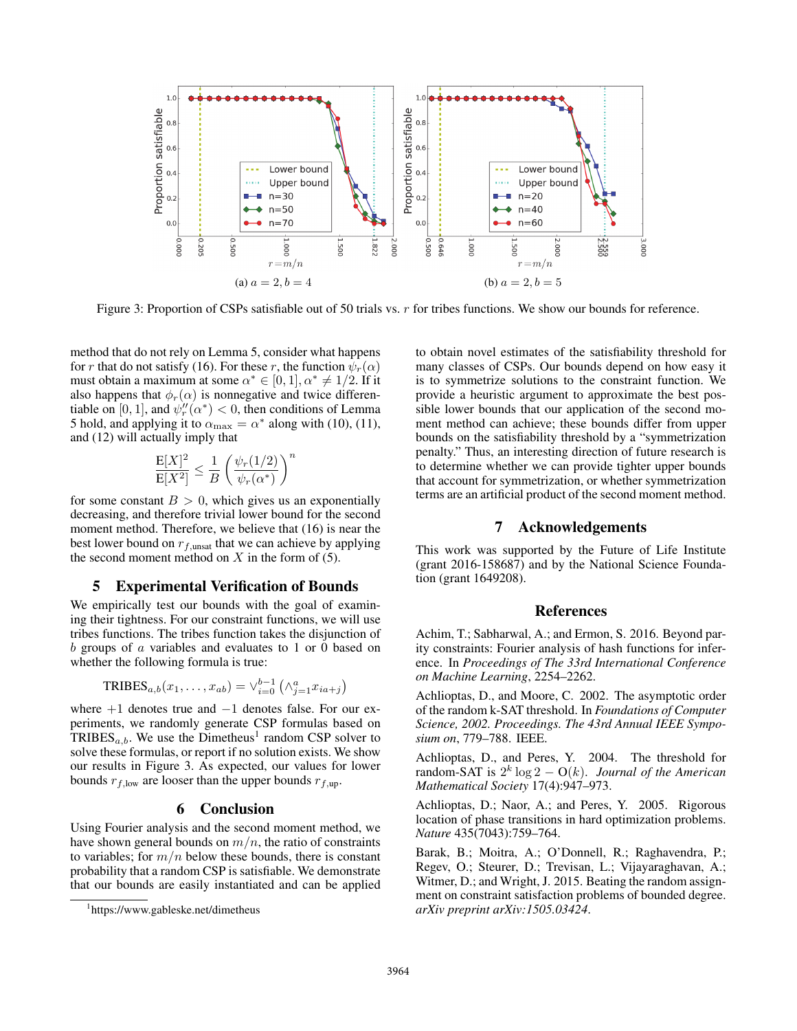Proportion satisfiable

1.0
0.8
0.6
0.4
0.2
0.0

Lower bound
Upper bound
n=30
n=50
n=70

0.000
0.205
0.500
1.000
1.500
1.822
2.000

$r = m/n$

(a) $a = 2, b = 4$

Proportion satisfiable

1.0
0.8
0.6
0.4
0.2
0.0

Lower bound
Upper bound
n=20
n=40
n=60

0.500
0.646
1.000
1.500
2.000
2.500
2.559
3.000

$r = m/n$

(b) $a = 2, b = 5$

Figure 3: Proportion of CSPs satisfiable out of 50 trials vs. $r$ for tribes functions. We show our bounds for reference.

method that do not rely on Lemma 5, consider what happens for $r$ that do not satisfy (16). For these $r$, the function $\psi_r(\alpha)$ must obtain a maximum at some $\alpha^* \in [0, 1], \alpha^* \neq 1/2$. If it also happens that $\phi_r(\alpha)$ is nonnegative and twice differentiable on $[0, 1]$, and $\psi_r''(\alpha^*) < 0$, then conditions of Lemma 5 hold, and applying it to $\alpha_{\max} = \alpha^*$ along with (10), (11), and (12) will actually imply that

$$\frac{\mathrm{E}[X]^2}{\mathrm{E}[X^2]} \leq \frac{1}{B} \left( \frac{\psi_r(1/2)}{\psi_r(\alpha^*)} \right)^n$$

for some constant $B > 0$, which gives us an exponentially decreasing, and therefore trivial lower bound for the second moment method. Therefore, we believe that (16) is near the best lower bound on $r_{f,\text{unsat}}$ that we can achieve by applying the second moment method on $X$ in the form of (5).

## 5 Experimental Verification of Bounds

We empirically test our bounds with the goal of examining their tightness. For our constraint functions, we will use tribes functions. The tribes function takes the disjunction of $b$ groups of $a$ variables and evaluates to 1 or 0 based on whether the following formula is true:

$$\text{TRIBES}_{a,b}(x_1, \ldots, x_{ab}) = \vee_{i=0}^{b-1} \left( \wedge_{j=1}^{a} x_{ia+j} \right)$$

where $+1$ denotes true and $-1$ denotes false. For our experiments, we randomly generate CSP formulas based on $\text{TRIBES}_{a,b}$. We use the Dimetheus[1] random CSP solver to solve these formulas, or report if no solution exists. We show our results in Figure 3. As expected, our values for lower bounds $r_{f,\text{low}}$ are looser than the upper bounds $r_{f,\text{up}}$.

## 6 Conclusion

Using Fourier analysis and the second moment method, we have shown general bounds on $m/n$, the ratio of constraints to variables; for $m/n$ below these bounds, there is constant probability that a random CSP is satisfiable. We demonstrate that our bounds are easily instantiated and can be applied to obtain novel estimates of the satisfiability threshold for many classes of CSPs. Our bounds depend on how easy it is to symmetrize solutions to the constraint function. We provide a heuristic argument to approximate the best possible lower bounds that our application of the second moment method can achieve; these bounds differ from upper bounds on the satisfiability threshold by a "symmetrization penalty." Thus, an interesting direction of future research is to determine whether we can provide tighter upper bounds that account for symmetrization, or whether symmetrization terms are an artificial product of the second moment method.

[1] https://www.gableske.net/dimetheus

## 7 Acknowledgements

This work was supported by the Future of Life Institute (grant 2016-158687) and by the National Science Foundation (grant 1649208).

## References

Achim, T.; Sabharwal, A.; and Ermon, S. 2016. Beyond parity constraints: Fourier analysis of hash functions for inference. In *Proceedings of The 33rd International Conference on Machine Learning*, 2254–2262.

Achlioptas, D., and Moore, C. 2002. The asymptotic order of the random k-SAT threshold. In *Foundations of Computer Science, 2002. Proceedings. The 43rd Annual IEEE Symposium on*, 779–788. IEEE.

Achlioptas, D., and Peres, Y. 2004. The threshold for random-SAT is $2^k \log 2 - \mathrm{O}(k)$. *Journal of the American Mathematical Society* 17(4):947–973.

Achlioptas, D.; Naor, A.; and Peres, Y. 2005. Rigorous location of phase transitions in hard optimization problems. *Nature* 435(7043):759–764.

Barak, B.; Moitra, A.; O'Donnell, R.; Raghavendra, P.; Regev, O.; Steurer, D.; Trevisan, L.; Vijayaraghavan, A.; Witmer, D.; and Wright, J. 2015. Beating the random assignment on constraint satisfaction problems of bounded degree. *arXiv preprint arXiv:1505.03424*.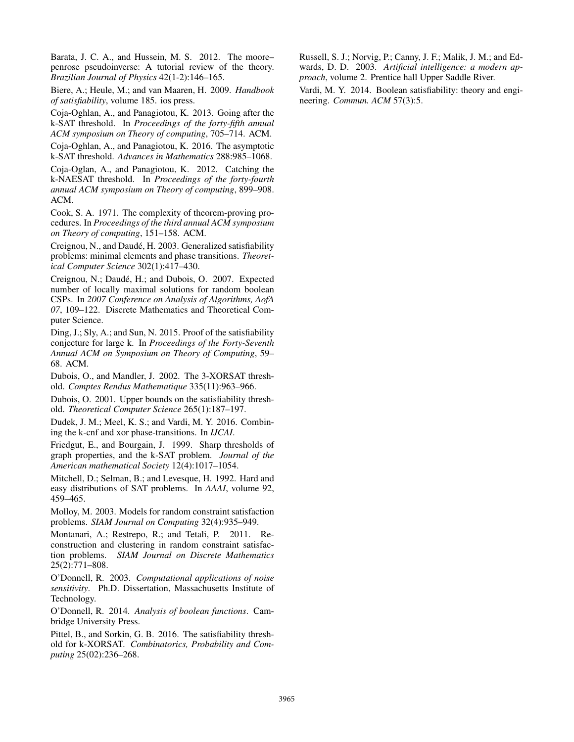Barata, J. C. A., and Hussein, M. S. 2012. The moore–penrose pseudoinverse: A tutorial review of the theory. *Brazilian Journal of Physics* 42(1-2):146–165.

Biere, A.; Heule, M.; and van Maaren, H. 2009. *Handbook of satisfiability*, volume 185. ios press.

Coja-Oghlan, A., and Panagiotou, K. 2013. Going after the k-SAT threshold. In *Proceedings of the forty-fifth annual ACM symposium on Theory of computing*, 705–714. ACM.

Coja-Oghlan, A., and Panagiotou, K. 2016. The asymptotic k-SAT threshold. *Advances in Mathematics* 288:985–1068.

Coja-Oglan, A., and Panagiotou, K. 2012. Catching the k-NAESAT threshold. In *Proceedings of the forty-fourth annual ACM symposium on Theory of computing*, 899–908. ACM.

Cook, S. A. 1971. The complexity of theorem-proving procedures. In *Proceedings of the third annual ACM symposium on Theory of computing*, 151–158. ACM.

Creignou, N., and Daudé, H. 2003. Generalized satisfiability problems: minimal elements and phase transitions. *Theoretical Computer Science* 302(1):417–430.

Creignou, N.; Daudé, H.; and Dubois, O. 2007. Expected number of locally maximal solutions for random boolean CSPs. In *2007 Conference on Analysis of Algorithms, AofA 07*, 109–122. Discrete Mathematics and Theoretical Computer Science.

Ding, J.; Sly, A.; and Sun, N. 2015. Proof of the satisfiability conjecture for large k. In *Proceedings of the Forty-Seventh Annual ACM on Symposium on Theory of Computing*, 59–68. ACM.

Dubois, O., and Mandler, J. 2002. The 3-XORSAT threshold. *Comptes Rendus Mathematique* 335(11):963–966.

Dubois, O. 2001. Upper bounds on the satisfiability threshold. *Theoretical Computer Science* 265(1):187–197.

Dudek, J. M.; Meel, K. S.; and Vardi, M. Y. 2016. Combining the k-cnf and xor phase-transitions. In *IJCAI*.

Friedgut, E., and Bourgain, J. 1999. Sharp thresholds of graph properties, and the k-SAT problem. *Journal of the American mathematical Society* 12(4):1017–1054.

Mitchell, D.; Selman, B.; and Levesque, H. 1992. Hard and easy distributions of SAT problems. In *AAAI*, volume 92, 459–465.

Molloy, M. 2003. Models for random constraint satisfaction problems. *SIAM Journal on Computing* 32(4):935–949.

Montanari, A.; Restrepo, R.; and Tetali, P. 2011. Reconstruction and clustering in random constraint satisfaction problems. *SIAM Journal on Discrete Mathematics* 25(2):771–808.

O'Donnell, R. 2003. *Computational applications of noise sensitivity*. Ph.D. Dissertation, Massachusetts Institute of Technology.

O'Donnell, R. 2014. *Analysis of boolean functions*. Cambridge University Press.

Pittel, B., and Sorkin, G. B. 2016. The satisfiability threshold for k-XORSAT. *Combinatorics, Probability and Computing* 25(02):236–268.

Russell, S. J.; Norvig, P.; Canny, J. F.; Malik, J. M.; and Edwards, D. D. 2003. *Artificial intelligence: a modern approach*, volume 2. Prentice hall Upper Saddle River.

Vardi, M. Y. 2014. Boolean satisfiability: theory and engineering. *Commun. ACM* 57(3):5.